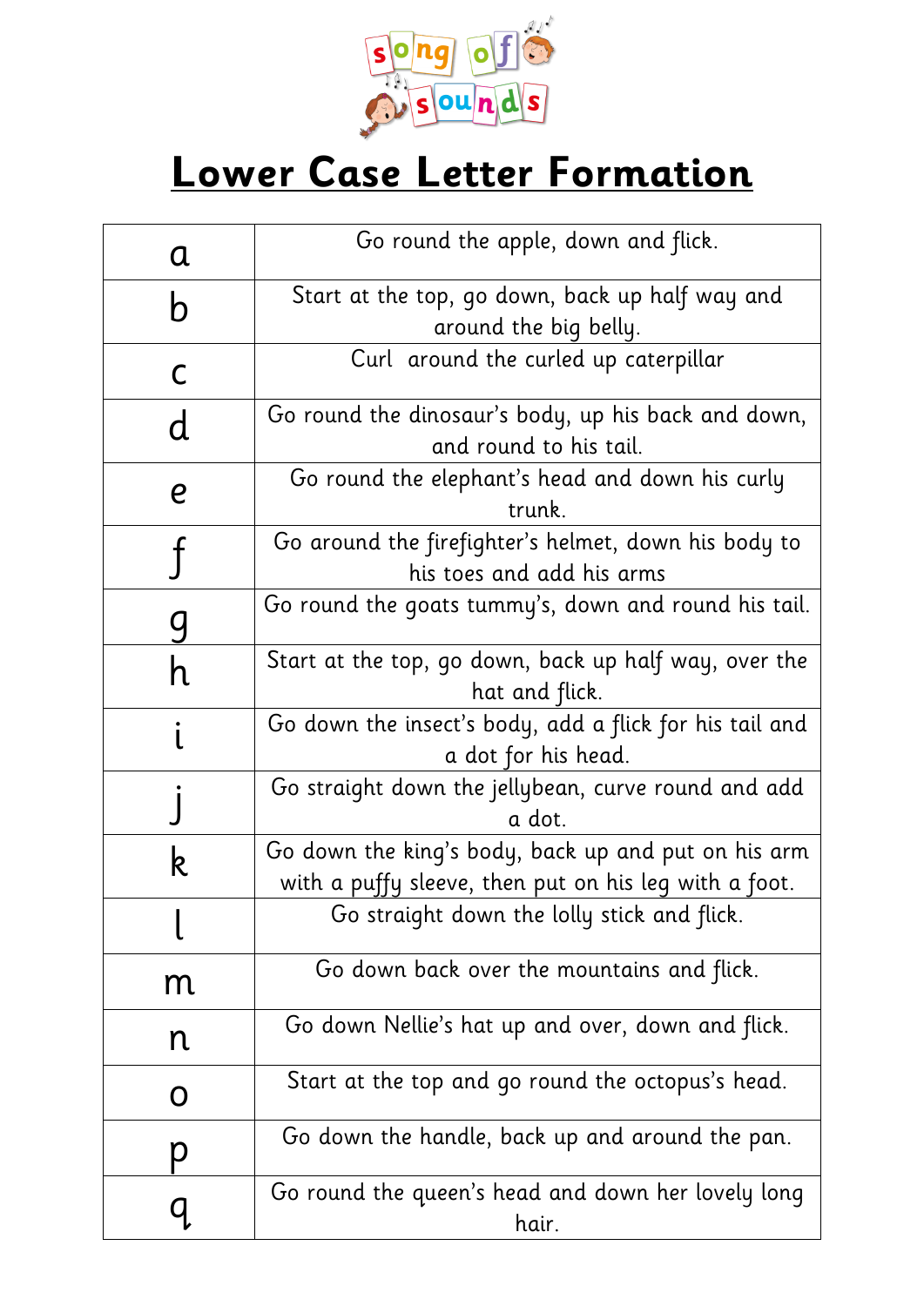song of sounds

# Lower Case Letter Formation

| | |
|---|---|
| a | Go round the apple, down and flick. |
| b | Start at the top, go down, back up half way and around the big belly. |
| c | Curl  around the curled up caterpillar |
| d | Go round the dinosaur's body, up his back and down, and round to his tail. |
| e | Go round the elephant's head and down his curly trunk. |
| f | Go around the firefighter's helmet, down his body to his toes and add his arms |
| g | Go round the goats tummy's, down and round his tail. |
| h | Start at the top, go down, back up half way, over the hat and flick. |
| i | Go down the insect's body, add a flick for his tail and a dot for his head. |
| j | Go straight down the jellybean, curve round and add a dot. |
| k | Go down the king's body, back up and put on his arm with a puffy sleeve, then put on his leg with a foot. |
| l | Go straight down the lolly stick and flick. |
| m | Go down back over the mountains and flick. |
| n | Go down Nellie's hat up and over, down and flick. |
| o | Start at the top and go round the octopus's head. |
| p | Go down the handle, back up and around the pan. |
| q | Go round the queen's head and down her lovely long hair. |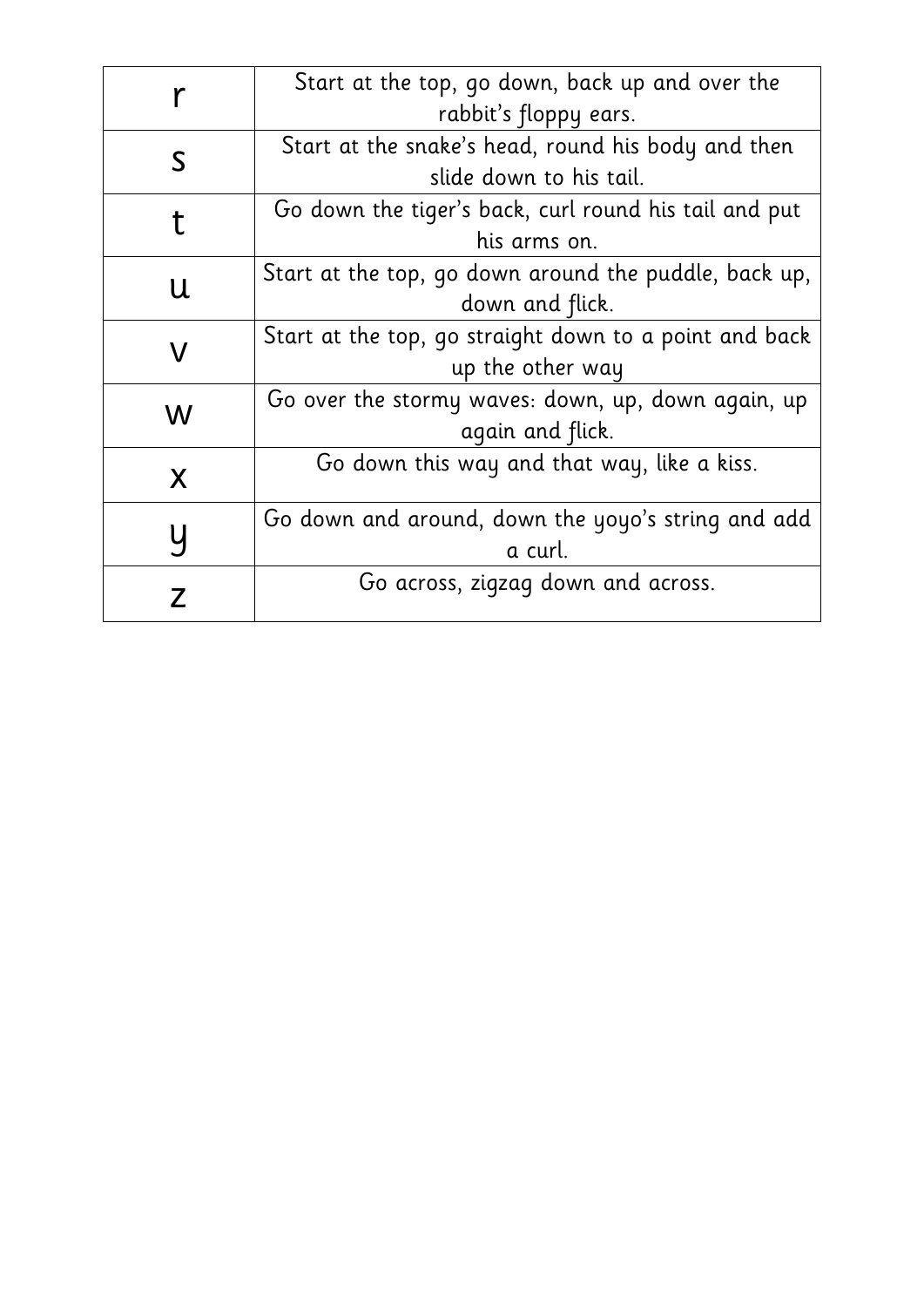| | |
|---|---|
| r | Start at the top, go down, back up and over the rabbit's floppy ears. |
| s | Start at the snake's head, round his body and then slide down to his tail. |
| t | Go down the tiger's back, curl round his tail and put his arms on. |
| u | Start at the top, go down around the puddle, back up, down and flick. |
| v | Start at the top, go straight down to a point and back up the other way |
| w | Go over the stormy waves: down, up, down again, up again and flick. |
| x | Go down this way and that way, like a kiss. |
| y | Go down and around, down the yoyo's string and add a curl. |
| z | Go across, zigzag down and across. |